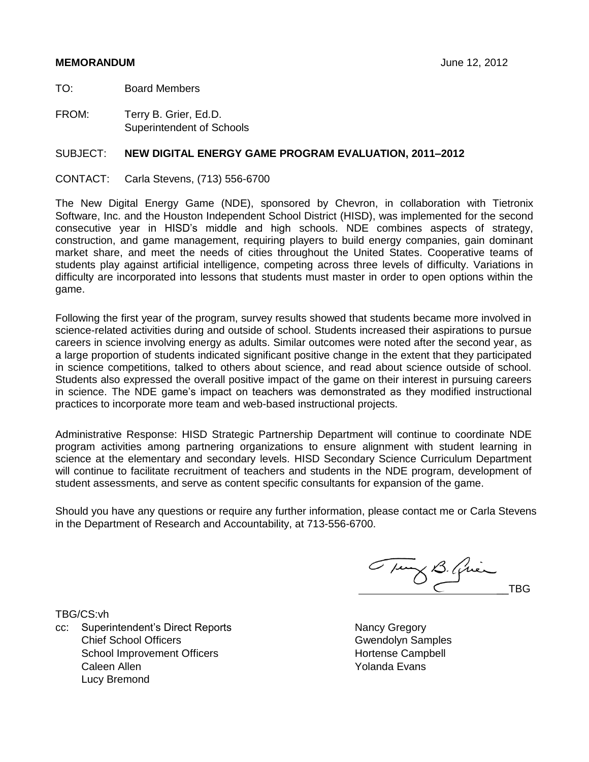**MEMORANDUM** June 12, 2012

TO: Board Members

FROM: Terry B. Grier, Ed.D.
Superintendent of Schools

SUBJECT: **NEW DIGITAL ENERGY GAME PROGRAM EVALUATION, 2011–2012**

CONTACT: Carla Stevens, (713) 556-6700

The New Digital Energy Game (NDE), sponsored by Chevron, in collaboration with Tietronix Software, Inc. and the Houston Independent School District (HISD), was implemented for the second consecutive year in HISD's middle and high schools. NDE combines aspects of strategy, construction, and game management, requiring players to build energy companies, gain dominant market share, and meet the needs of cities throughout the United States. Cooperative teams of students play against artificial intelligence, competing across three levels of difficulty. Variations in difficulty are incorporated into lessons that students must master in order to open options within the game.

Following the first year of the program, survey results showed that students became more involved in science-related activities during and outside of school. Students increased their aspirations to pursue careers in science involving energy as adults. Similar outcomes were noted after the second year, as a large proportion of students indicated significant positive change in the extent that they participated in science competitions, talked to others about science, and read about science outside of school. Students also expressed the overall positive impact of the game on their interest in pursuing careers in science. The NDE game's impact on teachers was demonstrated as they modified instructional practices to incorporate more team and web-based instructional projects.

Administrative Response: HISD Strategic Partnership Department will continue to coordinate NDE program activities among partnering organizations to ensure alignment with student learning in science at the elementary and secondary levels. HISD Secondary Science Curriculum Department will continue to facilitate recruitment of teachers and students in the NDE program, development of student assessments, and serve as content specific consultants for expansion of the game.

Should you have any questions or require any further information, please contact me or Carla Stevens in the Department of Research and Accountability, at 713-556-6700.

TBG

TBG/CS:vh

cc: Superintendent's Direct Reports
Chief School Officers
School Improvement Officers
Caleen Allen
Lucy Bremond
Nancy Gregory
Gwendolyn Samples
Hortense Campbell
Yolanda Evans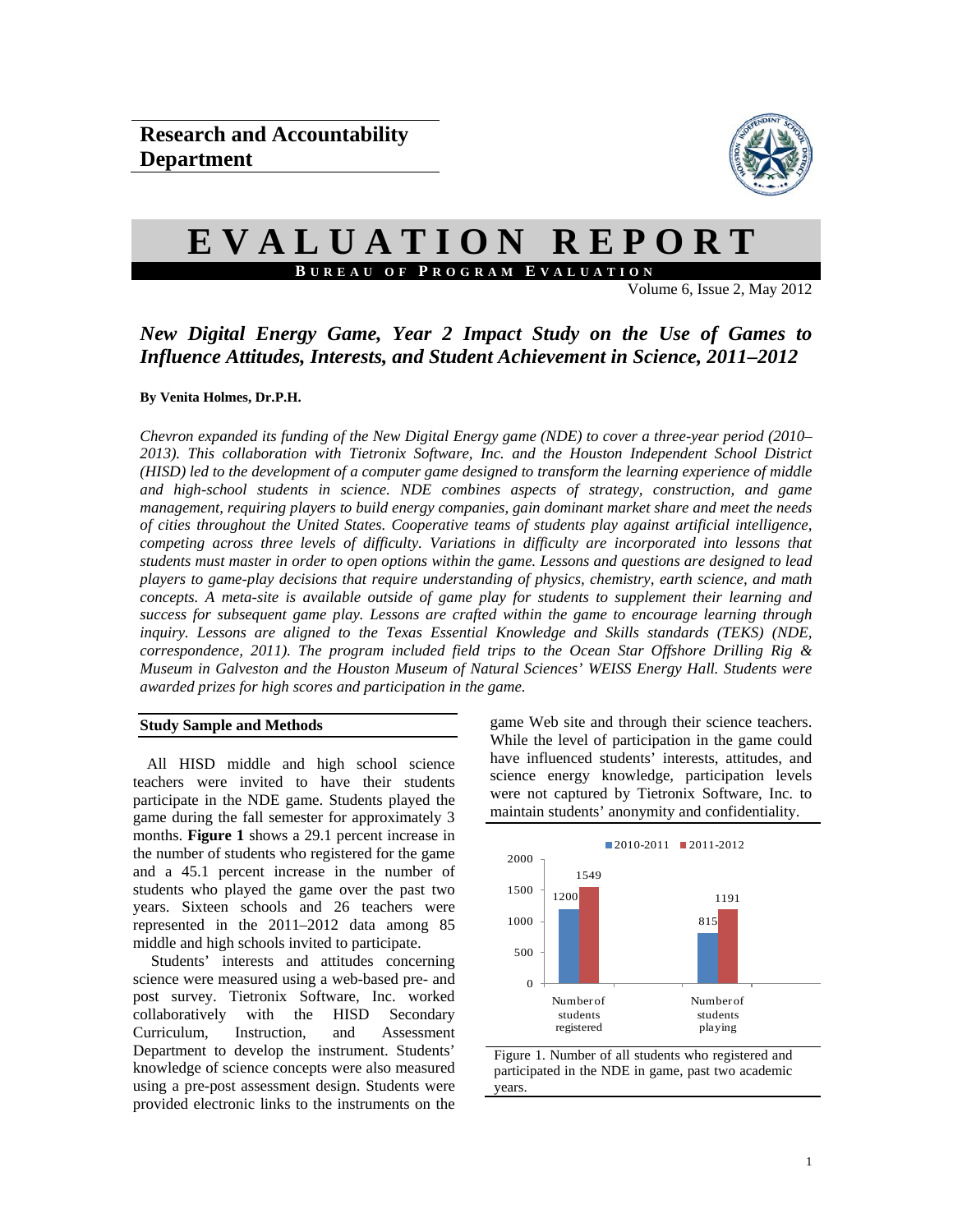# Research and Accountability Department

# EVALUATION REPORT

**BUREAU OF PROGRAM EVALUATION**

Volume 6, Issue 2, May 2012

## *New Digital Energy Game, Year 2 Impact Study on the Use of Games to Influence Attitudes, Interests, and Student Achievement in Science, 2011–2012*

**By Venita Holmes, Dr.P.H.**

*Chevron expanded its funding of the New Digital Energy game (NDE) to cover a three-year period (2010–2013). This collaboration with Tietronix Software, Inc. and the Houston Independent School District (HISD) led to the development of a computer game designed to transform the learning experience of middle and high-school students in science. NDE combines aspects of strategy, construction, and game management, requiring players to build energy companies, gain dominant market share and meet the needs of cities throughout the United States. Cooperative teams of students play against artificial intelligence, competing across three levels of difficulty. Variations in difficulty are incorporated into lessons that students must master in order to open options within the game. Lessons and questions are designed to lead players to game-play decisions that require understanding of physics, chemistry, earth science, and math concepts. A meta-site is available outside of game play for students to supplement their learning and success for subsequent game play. Lessons are crafted within the game to encourage learning through inquiry. Lessons are aligned to the Texas Essential Knowledge and Skills standards (TEKS) (NDE, correspondence, 2011). The program included field trips to the Ocean Star Offshore Drilling Rig & Museum in Galveston and the Houston Museum of Natural Sciences' WEISS Energy Hall. Students were awarded prizes for high scores and participation in the game.*

### Study Sample and Methods

All HISD middle and high school science teachers were invited to have their students participate in the NDE game. Students played the game during the fall semester for approximately 3 months. **Figure 1** shows a 29.1 percent increase in the number of students who registered for the game and a 45.1 percent increase in the number of students who played the game over the past two years. Sixteen schools and 26 teachers were represented in the 2011–2012 data among 85 middle and high schools invited to participate.

Students' interests and attitudes concerning science were measured using a web-based pre- and post survey. Tietronix Software, Inc. worked collaboratively with the HISD Secondary Curriculum, Instruction, and Assessment Department to develop the instrument. Students' knowledge of science concepts were also measured using a pre-post assessment design. Students were provided electronic links to the instruments on the game Web site and through their science teachers. While the level of participation in the game could have influenced students' interests, attitudes, and science energy knowledge, participation levels were not captured by Tietronix Software, Inc. to maintain students' anonymity and confidentiality.

| | 2010-2011 | 2011-2012 |
|---|---|---|
| Number of students registered | 1200 | 1549 |
| Number of students playing | 815 | 1191 |

Figure 1. Number of all students who registered and participated in the NDE in game, past two academic years.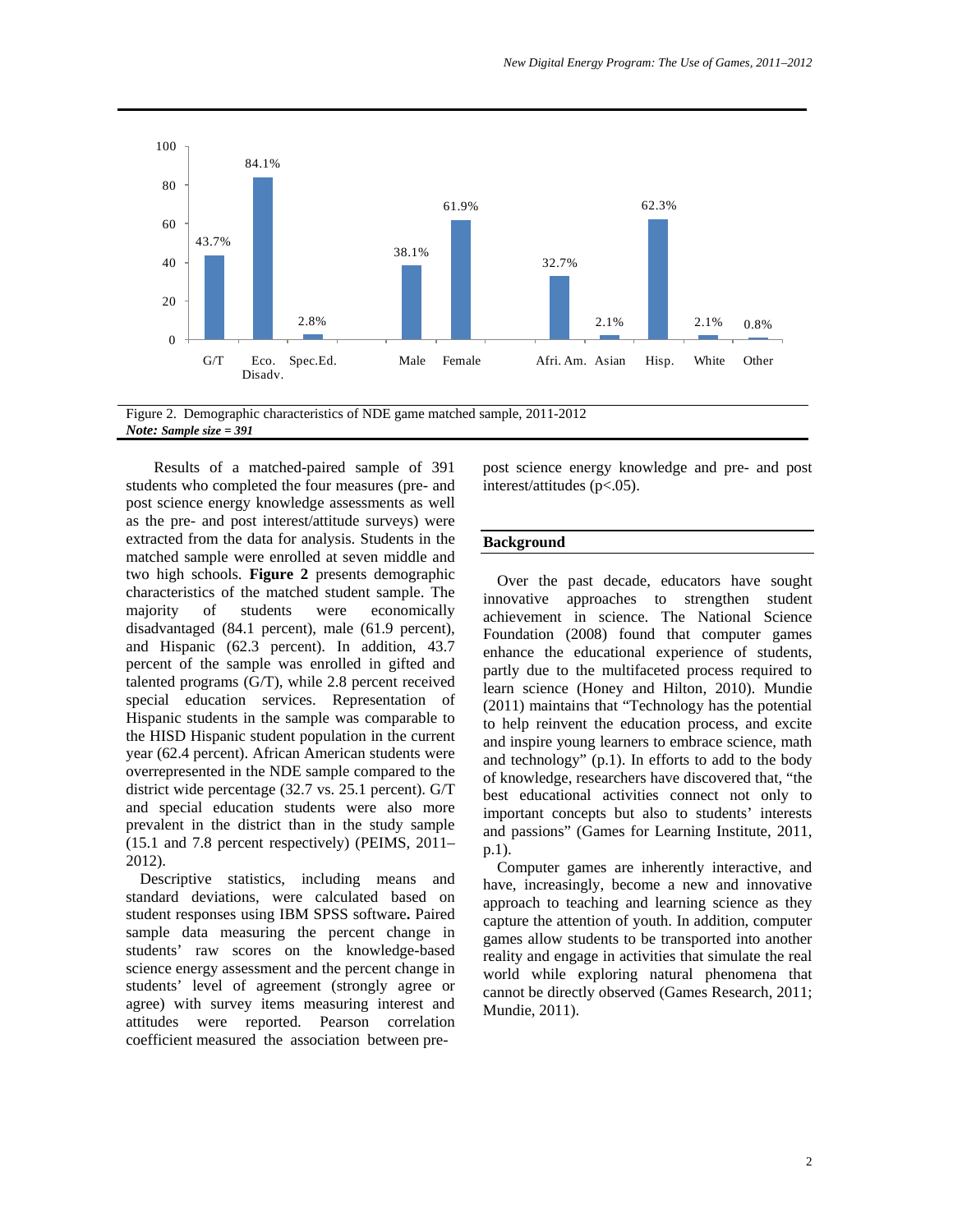| Category | Percent |
| --- | --- |
| G/T | 43.7% |
| Eco. Disadv. | 84.1% |
| Spec.Ed. | 2.8% |
| Male | 38.1% |
| Female | 61.9% |
| Afri. Am. | 32.7% |
| Asian | 2.1% |
| Hisp. | 62.3% |
| White | 2.1% |
| Other | 0.8% |

Figure 2. Demographic characteristics of NDE game matched sample, 2011-2012
***Note: Sample size = 391***

Results of a matched-paired sample of 391 students who completed the four measures (pre- and post science energy knowledge assessments as well as the pre- and post interest/attitude surveys) were extracted from the data for analysis. Students in the matched sample were enrolled at seven middle and two high schools. **Figure 2** presents demographic characteristics of the matched student sample. The majority of students were economically disadvantaged (84.1 percent), male (61.9 percent), and Hispanic (62.3 percent). In addition, 43.7 percent of the sample was enrolled in gifted and talented programs (G/T), while 2.8 percent received special education services. Representation of Hispanic students in the sample was comparable to the HISD Hispanic student population in the current year (62.4 percent). African American students were overrepresented in the NDE sample compared to the district wide percentage (32.7 vs. 25.1 percent). G/T and special education students were also more prevalent in the district than in the study sample (15.1 and 7.8 percent respectively) (PEIMS, 2011–2012).

Descriptive statistics, including means and standard deviations, were calculated based on student responses using IBM SPSS software**.** Paired sample data measuring the percent change in students' raw scores on the knowledge-based science energy assessment and the percent change in students' level of agreement (strongly agree or agree) with survey items measuring interest and attitudes were reported. Pearson correlation coefficient measured the association between pre- post science energy knowledge and pre- and post interest/attitudes ($p<.05$).

## Background

Over the past decade, educators have sought innovative approaches to strengthen student achievement in science. The National Science Foundation (2008) found that computer games enhance the educational experience of students, partly due to the multifaceted process required to learn science (Honey and Hilton, 2010). Mundie (2011) maintains that "Technology has the potential to help reinvent the education process, and excite and inspire young learners to embrace science, math and technology" (p.1). In efforts to add to the body of knowledge, researchers have discovered that, "the best educational activities connect not only to important concepts but also to students' interests and passions" (Games for Learning Institute, 2011, p.1).

Computer games are inherently interactive, and have, increasingly, become a new and innovative approach to teaching and learning science as they capture the attention of youth. In addition, computer games allow students to be transported into another reality and engage in activities that simulate the real world while exploring natural phenomena that cannot be directly observed (Games Research, 2011; Mundie, 2011).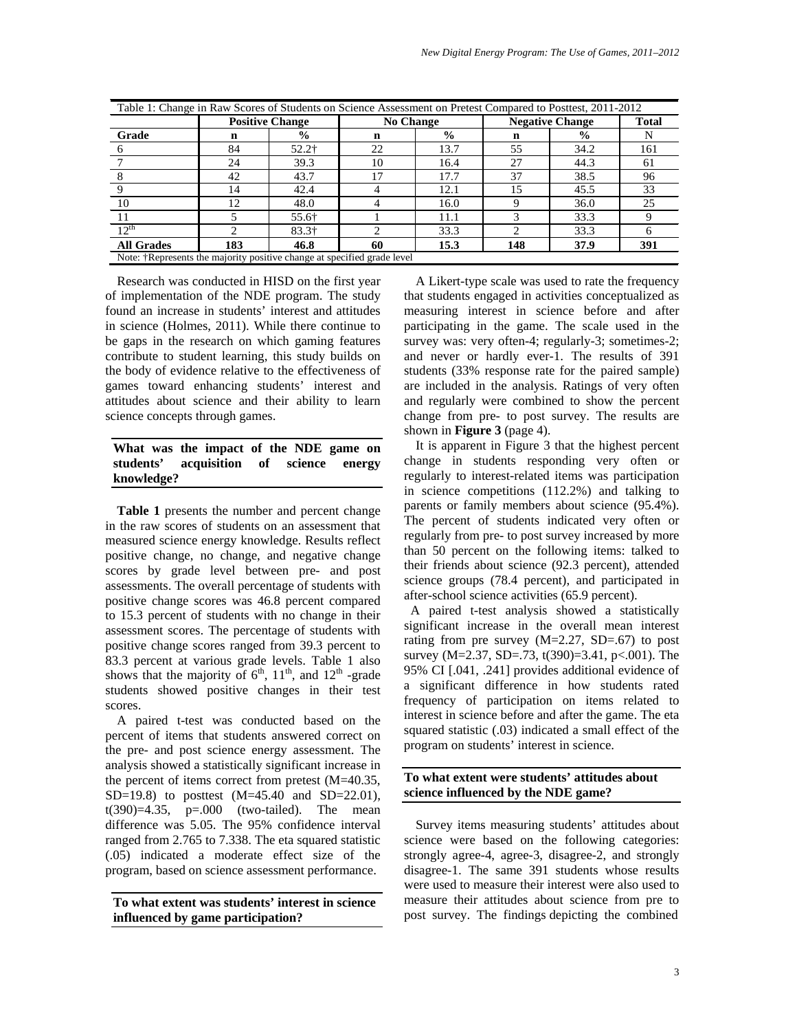| Table 1: Change in Raw Scores of Students on Science Assessment on Pretest Compared to Posttest, 2011-2012 | | | | | | | |
|---|---|---|---|---|---|---|---|
| | **Positive Change** | | **No Change** | | **Negative Change** | | **Total** |
| **Grade** | **n** | **%** | **n** | **%** | **n** | **%** | **N** |
| 6 | 84 | 52.2† | 22 | 13.7 | 55 | 34.2 | 161 |
| 7 | 24 | 39.3 | 10 | 16.4 | 27 | 44.3 | 61 |
| 8 | 42 | 43.7 | 17 | 17.7 | 37 | 38.5 | 96 |
| 9 | 14 | 42.4 | 4 | 12.1 | 15 | 45.5 | 33 |
| 10 | 12 | 48.0 | 4 | 16.0 | 9 | 36.0 | 25 |
| 11 | 5 | 55.6† | 1 | 11.1 | 3 | 33.3 | 9 |
| 12th | 2 | 83.3† | 2 | 33.3 | 2 | 33.3 | 6 |
| **All Grades** | **183** | **46.8** | **60** | **15.3** | **148** | **37.9** | **391** |

Note: †Represents the majority positive change at specified grade level

Research was conducted in HISD on the first year of implementation of the NDE program. The study found an increase in students' interest and attitudes in science (Holmes, 2011). While there continue to be gaps in the research on which gaming features contribute to student learning, this study builds on the body of evidence relative to the effectiveness of games toward enhancing students' interest and attitudes about science and their ability to learn science concepts through games.

## What was the impact of the NDE game on students' acquisition of science energy knowledge?

**Table 1** presents the number and percent change in the raw scores of students on an assessment that measured science energy knowledge. Results reflect positive change, no change, and negative change scores by grade level between pre- and post assessments. The overall percentage of students with positive change scores was 46.8 percent compared to 15.3 percent of students with no change in their assessment scores. The percentage of students with positive change scores ranged from 39.3 percent to 83.3 percent at various grade levels. Table 1 also shows that the majority of 6th, 11th, and 12th -grade students showed positive changes in their test scores.

A paired t-test was conducted based on the percent of items that students answered correct on the pre- and post science energy assessment. The analysis showed a statistically significant increase in the percent of items correct from pretest ($M=40.35$, $SD=19.8$) to posttest ($M=45.40$ and $SD=22.01$), $t(390)=4.35$, $p=.000$ (two-tailed). The mean difference was 5.05. The 95% confidence interval ranged from 2.765 to 7.338. The eta squared statistic (.05) indicated a moderate effect size of the program, based on science assessment performance.

## To what extent was students' interest in science influenced by game participation?

A Likert-type scale was used to rate the frequency that students engaged in activities conceptualized as measuring interest in science before and after participating in the game. The scale used in the survey was: very often-4; regularly-3; sometimes-2; and never or hardly ever-1. The results of 391 students (33% response rate for the paired sample) are included in the analysis. Ratings of very often and regularly were combined to show the percent change from pre- to post survey. The results are shown in **Figure 3** (page 4).

It is apparent in Figure 3 that the highest percent change in students responding very often or regularly to interest-related items was participation in science competitions (112.2%) and talking to parents or family members about science (95.4%). The percent of students indicated very often or regularly from pre- to post survey increased by more than 50 percent on the following items: talked to their friends about science (92.3 percent), attended science groups (78.4 percent), and participated in after-school science activities (65.9 percent).

A paired t-test analysis showed a statistically significant increase in the overall mean interest rating from pre survey ($M=2.27$, $SD=.67$) to post survey ($M=2.37$, $SD=.73$, $t(390)=3.41$, $p<.001$). The 95% CI [.041, .241] provides additional evidence of a significant difference in how students rated frequency of participation on items related to interest in science before and after the game. The eta squared statistic (.03) indicated a small effect of the program on students' interest in science.

## To what extent were students' attitudes about science influenced by the NDE game?

Survey items measuring students' attitudes about science were based on the following categories: strongly agree-4, agree-3, disagree-2, and strongly disagree-1. The same 391 students whose results were used to measure their interest were also used to measure their attitudes about science from pre to post survey. The findings depicting the combined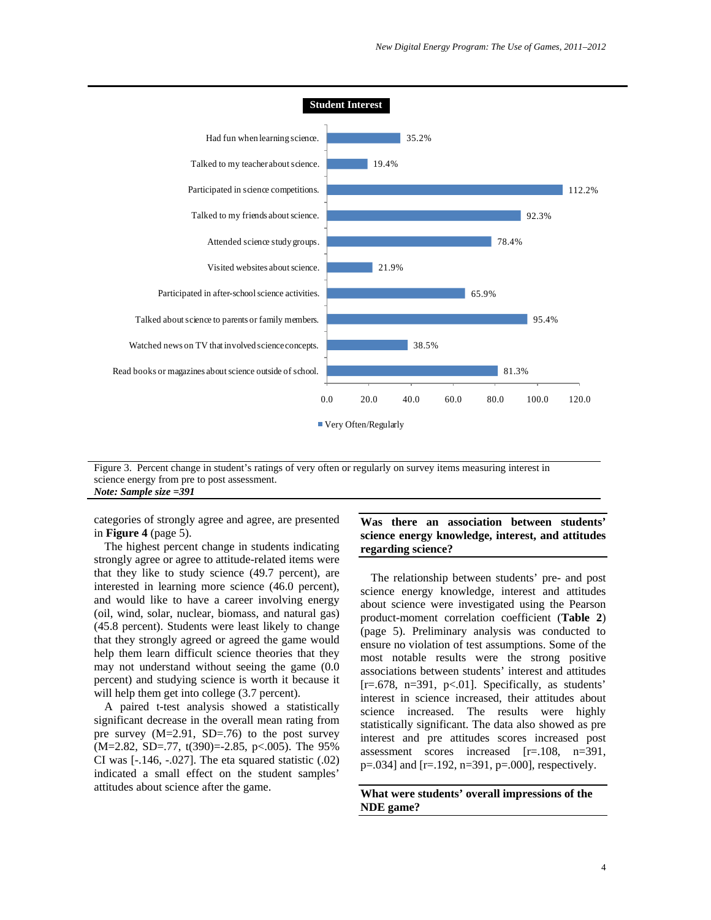**Student Interest**

| Item | Very Often/Regularly |
|---|---|
| Had fun when learning science. | 35.2% |
| Talked to my teacher about science. | 19.4% |
| Participated in science competitions. | 112.2% |
| Talked to my friends about science. | 92.3% |
| Attended science study groups. | 78.4% |
| Visited websites about science. | 21.9% |
| Participated in after-school science activities. | 65.9% |
| Talked about science to parents or family members. | 95.4% |
| Watched news on TV that involved science concepts. | 38.5% |
| Read books or magazines about science outside of school. | 81.3% |

Figure 3. Percent change in student's ratings of very often or regularly on survey items measuring interest in science energy from pre to post assessment.
***Note: Sample size =391***

categories of strongly agree and agree, are presented in **Figure 4** (page 5).

The highest percent change in students indicating strongly agree or agree to attitude-related items were that they like to study science (49.7 percent), are interested in learning more science (46.0 percent), and would like to have a career involving energy (oil, wind, solar, nuclear, biomass, and natural gas) (45.8 percent). Students were least likely to change that they strongly agreed or agreed the game would help them learn difficult science theories that they may not understand without seeing the game (0.0 percent) and studying science is worth it because it will help them get into college (3.7 percent).

A paired t-test analysis showed a statistically significant decrease in the overall mean rating from pre survey (M=2.91, SD=.76) to the post survey (M=2.82, SD=.77, t(390)=-2.85, p<.005). The 95% CI was [-.146, -.027]. The eta squared statistic (.02) indicated a small effect on the student samples' attitudes about science after the game.

### Was there an association between students' science energy knowledge, interest, and attitudes regarding science?

The relationship between students' pre- and post science energy knowledge, interest and attitudes about science were investigated using the Pearson product-moment correlation coefficient (**Table 2**) (page 5). Preliminary analysis was conducted to ensure no violation of test assumptions. Some of the most notable results were the strong positive associations between students' interest and attitudes [r=.678, n=391, p<.01]. Specifically, as students' interest in science increased, their attitudes about science increased. The results were highly statistically significant. The data also showed as pre interest and pre attitudes scores increased post assessment scores increased [r=.108, n=391, p=.034] and [r=.192, n=391, p=.000], respectively.

### What were students' overall impressions of the NDE game?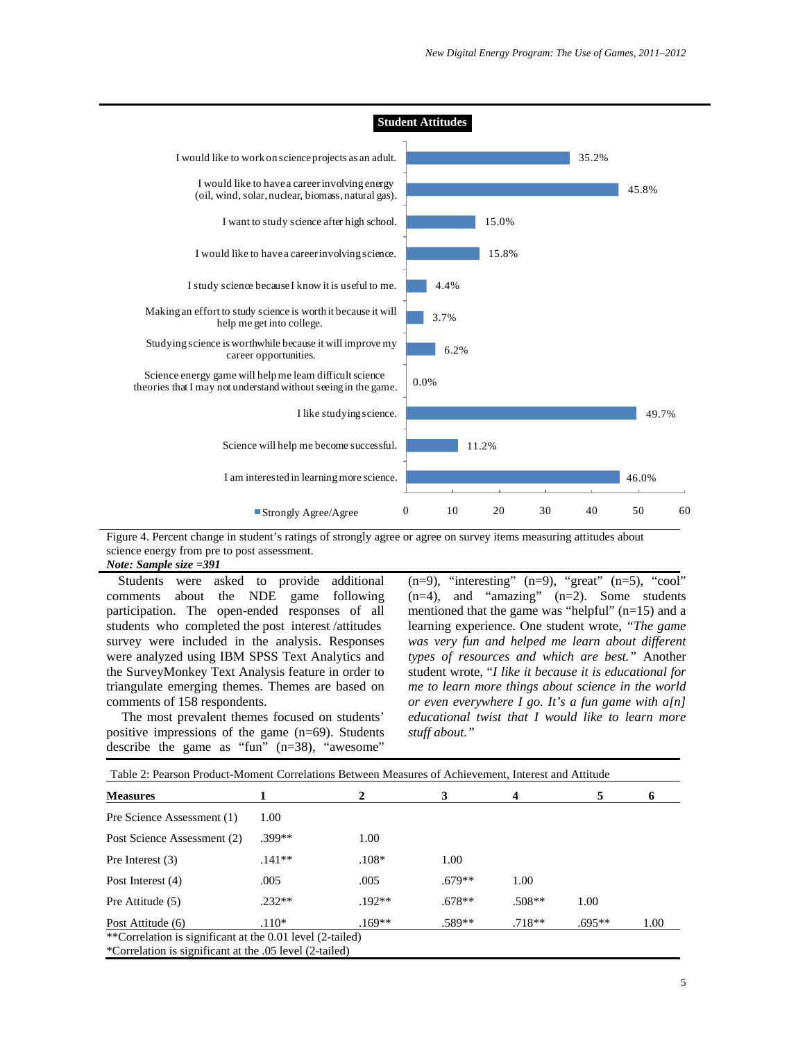**Student Attitudes**

| Item | Strongly Agree/Agree |
|---|---|
| I would like to work on science projects as an adult. | 35.2% |
| I would like to have a career involving energy (oil, wind, solar, nuclear, biomass, natural gas). | 45.8% |
| I want to study science after high school. | 15.0% |
| I would like to have a career involving science. | 15.8% |
| I study science because I know it is useful to me. | 4.4% |
| Making an effort to study science is worth it because it will help me get into college. | 3.7% |
| Studying science is worthwhile because it will improve my career opportunities. | 6.2% |
| Science energy game will help me learn difficult science theories that I may not understand without seeing in the game. | 0.0% |
| I like studying science. | 49.7% |
| Science will help me become successful. | 11.2% |
| I am interested in learning more science. | 46.0% |

Figure 4. Percent change in student's ratings of strongly agree or agree on survey items measuring attitudes about science energy from pre to post assessment.
***Note: Sample size =391***

Students were asked to provide additional comments about the NDE game following participation. The open-ended responses of all students who completed the post interest /attitudes survey were included in the analysis. Responses were analyzed using IBM SPSS Text Analytics and the SurveyMonkey Text Analysis feature in order to triangulate emerging themes. Themes are based on comments of 158 respondents.

The most prevalent themes focused on students' positive impressions of the game (n=69). Students describe the game as "fun" (n=38), "awesome" (n=9), "interesting" (n=9), "great" (n=5), "cool" (n=4), and "amazing" (n=2). Some students mentioned that the game was "helpful" (n=15) and a learning experience. One student wrote, *"The game was very fun and helped me learn about different types of resources and which are best."* Another student wrote, "*I like it because it is educational for me to learn more things about science in the world or even everywhere I go. It's a fun game with a[n] educational twist that I would like to learn more stuff about."*

Table 2: Pearson Product-Moment Correlations Between Measures of Achievement, Interest and Attitude

| Measures | 1 | 2 | 3 | 4 | 5 | 6 |
|---|---|---|---|---|---|---|
| Pre Science Assessment (1) | 1.00 | | | | | |
| Post Science Assessment (2) | .399** | 1.00 | | | | |
| Pre Interest (3) | .141** | .108* | 1.00 | | | |
| Post Interest (4) | .005 | .005 | .679** | 1.00 | | |
| Pre Attitude (5) | .232** | .192** | .678** | .508** | 1.00 | |
| Post Attitude (6) | .110* | .169** | .589** | .718** | .695** | 1.00 |

**Correlation is significant at the 0.01 level (2-tailed)
*Correlation is significant at the .05 level (2-tailed)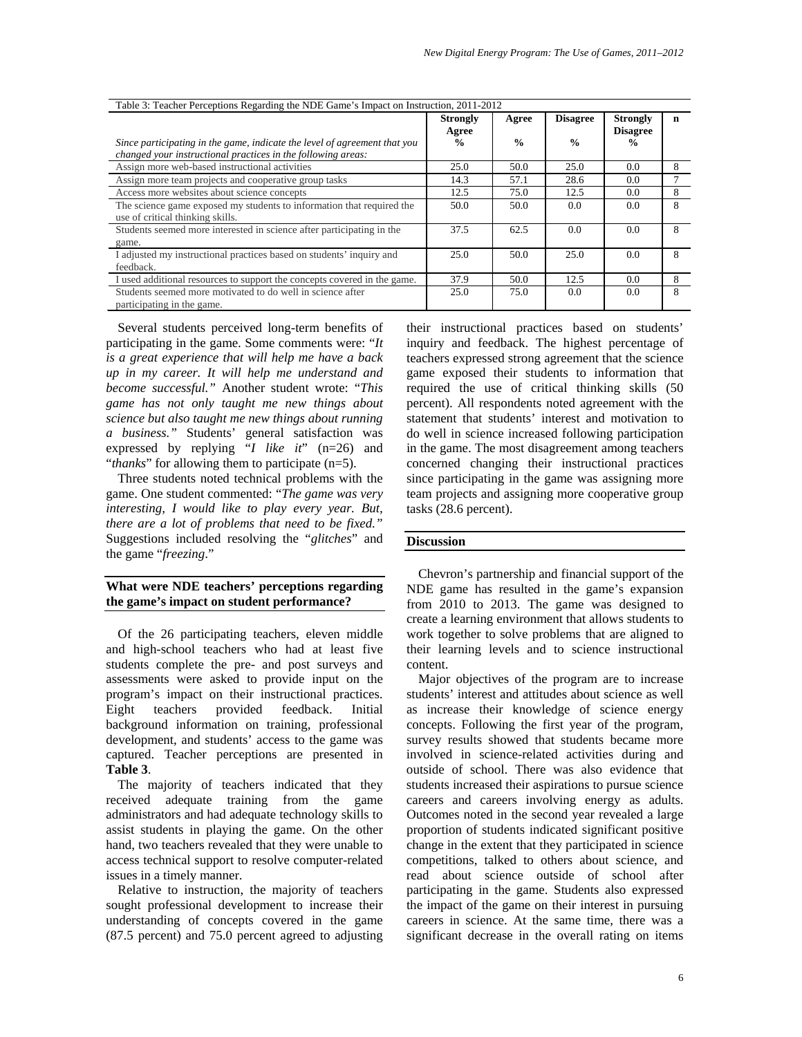Table 3: Teacher Perceptions Regarding the NDE Game's Impact on Instruction, 2011-2012

| *Since participating in the game, indicate the level of agreement that you changed your instructional practices in the following areas:* | Strongly Agree % | Agree % | Disagree % | Strongly Disagree % | n |
|---|---|---|---|---|---|
| Assign more web-based instructional activities | 25.0 | 50.0 | 25.0 | 0.0 | 8 |
| Assign more team projects and cooperative group tasks | 14.3 | 57.1 | 28.6 | 0.0 | 7 |
| Access more websites about science concepts | 12.5 | 75.0 | 12.5 | 0.0 | 8 |
| The science game exposed my students to information that required the use of critical thinking skills. | 50.0 | 50.0 | 0.0 | 0.0 | 8 |
| Students seemed more interested in science after participating in the game. | 37.5 | 62.5 | 0.0 | 0.0 | 8 |
| I adjusted my instructional practices based on students' inquiry and feedback. | 25.0 | 50.0 | 25.0 | 0.0 | 8 |
| I used additional resources to support the concepts covered in the game. | 37.9 | 50.0 | 12.5 | 0.0 | 8 |
| Students seemed more motivated to do well in science after participating in the game. | 25.0 | 75.0 | 0.0 | 0.0 | 8 |

Several students perceived long-term benefits of participating in the game. Some comments were: "*It is a great experience that will help me have a back up in my career. It will help me understand and become successful.*" Another student wrote: "*This game has not only taught me new things about science but also taught me new things about running a business.*" Students' general satisfaction was expressed by replying "*I like it*" (n=26) and "*thanks*" for allowing them to participate (n=5).

Three students noted technical problems with the game. One student commented: "*The game was very interesting, I would like to play every year. But, there are a lot of problems that need to be fixed.*" Suggestions included resolving the "*glitches*" and the game "*freezing*."

## What were NDE teachers' perceptions regarding the game's impact on student performance?

Of the 26 participating teachers, eleven middle and high-school teachers who had at least five students complete the pre- and post surveys and assessments were asked to provide input on the program's impact on their instructional practices. Eight teachers provided feedback. Initial background information on training, professional development, and students' access to the game was captured. Teacher perceptions are presented in **Table 3**.

The majority of teachers indicated that they received adequate training from the game administrators and had adequate technology skills to assist students in playing the game. On the other hand, two teachers revealed that they were unable to access technical support to resolve computer-related issues in a timely manner.

Relative to instruction, the majority of teachers sought professional development to increase their understanding of concepts covered in the game (87.5 percent) and 75.0 percent agreed to adjusting their instructional practices based on students' inquiry and feedback. The highest percentage of teachers expressed strong agreement that the science game exposed their students to information that required the use of critical thinking skills (50 percent). All respondents noted agreement with the statement that students' interest and motivation to do well in science increased following participation in the game. The most disagreement among teachers concerned changing their instructional practices since participating in the game was assigning more team projects and assigning more cooperative group tasks (28.6 percent).

## Discussion

Chevron's partnership and financial support of the NDE game has resulted in the game's expansion from 2010 to 2013. The game was designed to create a learning environment that allows students to work together to solve problems that are aligned to their learning levels and to science instructional content.

Major objectives of the program are to increase students' interest and attitudes about science as well as increase their knowledge of science energy concepts. Following the first year of the program, survey results showed that students became more involved in science-related activities during and outside of school. There was also evidence that students increased their aspirations to pursue science careers and careers involving energy as adults. Outcomes noted in the second year revealed a large proportion of students indicated significant positive change in the extent that they participated in science competitions, talked to others about science, and read about science outside of school after participating in the game. Students also expressed the impact of the game on their interest in pursuing careers in science. At the same time, there was a significant decrease in the overall rating on items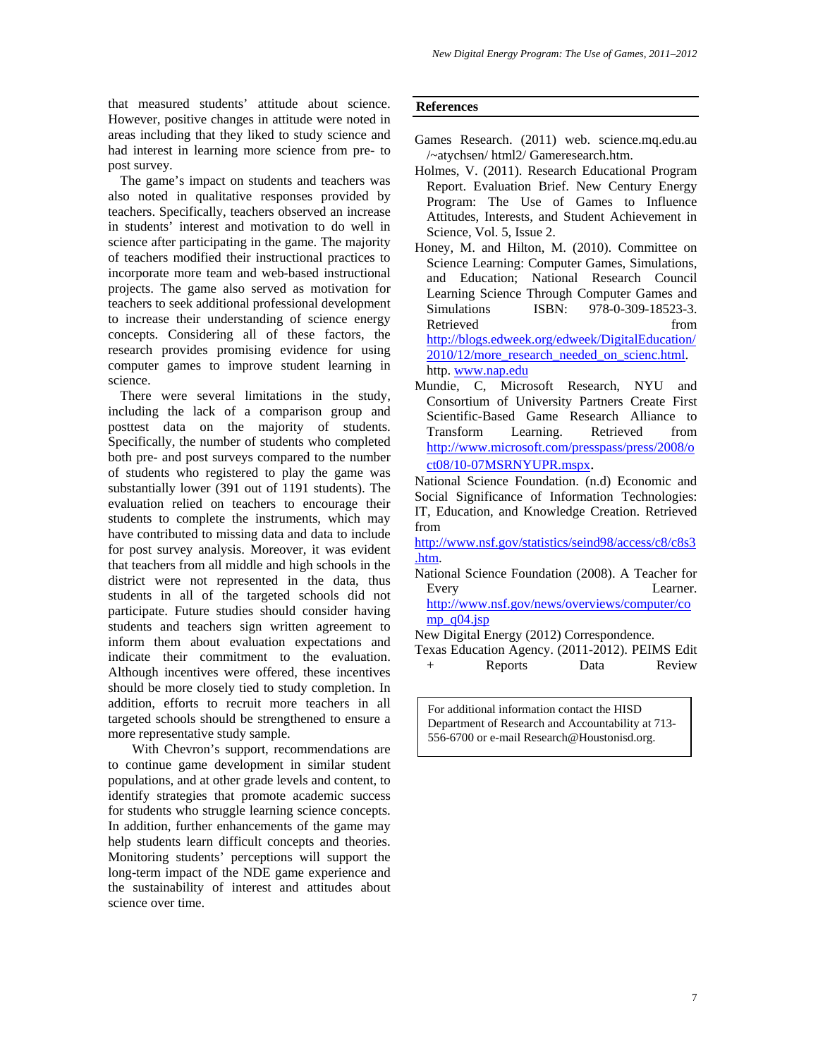that measured students' attitude about science. However, positive changes in attitude were noted in areas including that they liked to study science and had interest in learning more science from pre- to post survey.

The game's impact on students and teachers was also noted in qualitative responses provided by teachers. Specifically, teachers observed an increase in students' interest and motivation to do well in science after participating in the game. The majority of teachers modified their instructional practices to incorporate more team and web-based instructional projects. The game also served as motivation for teachers to seek additional professional development to increase their understanding of science energy concepts. Considering all of these factors, the research provides promising evidence for using computer games to improve student learning in science.

There were several limitations in the study, including the lack of a comparison group and posttest data on the majority of students. Specifically, the number of students who completed both pre- and post surveys compared to the number of students who registered to play the game was substantially lower (391 out of 1191 students). The evaluation relied on teachers to encourage their students to complete the instruments, which may have contributed to missing data and data to include for post survey analysis. Moreover, it was evident that teachers from all middle and high schools in the district were not represented in the data, thus students in all of the targeted schools did not participate. Future studies should consider having students and teachers sign written agreement to inform them about evaluation expectations and indicate their commitment to the evaluation. Although incentives were offered, these incentives should be more closely tied to study completion. In addition, efforts to recruit more teachers in all targeted schools should be strengthened to ensure a more representative study sample.

With Chevron's support, recommendations are to continue game development in similar student populations, and at other grade levels and content, to identify strategies that promote academic success for students who struggle learning science concepts. In addition, further enhancements of the game may help students learn difficult concepts and theories. Monitoring students' perceptions will support the long-term impact of the NDE game experience and the sustainability of interest and attitudes about science over time.

## References

Games Research. (2011) web. science.mq.edu.au /~atychsen/ html2/ Gameresearch.htm.

Holmes, V. (2011). Research Educational Program Report. Evaluation Brief. New Century Energy Program: The Use of Games to Influence Attitudes, Interests, and Student Achievement in Science, Vol. 5, Issue 2.

Honey, M. and Hilton, M. (2010). Committee on Science Learning: Computer Games, Simulations, and Education; National Research Council Learning Science Through Computer Games and Simulations ISBN: 978-0-309-18523-3. Retrieved from http://blogs.edweek.org/edweek/DigitalEducation/2010/12/more_research_needed_on_scienc.html. http. www.nap.edu

Mundie, C, Microsoft Research, NYU and Consortium of University Partners Create First Scientific-Based Game Research Alliance to Transform Learning. Retrieved from http://www.microsoft.com/presspass/press/2008/oct08/10-07MSRNYUPR.mspx.

National Science Foundation. (n.d) Economic and Social Significance of Information Technologies: IT, Education, and Knowledge Creation. Retrieved from http://www.nsf.gov/statistics/seind98/access/c8/c8s3.htm.

National Science Foundation (2008). A Teacher for Every Learner. http://www.nsf.gov/news/overviews/computer/comp_q04.jsp

New Digital Energy (2012) Correspondence.

Texas Education Agency. (2011-2012). PEIMS Edit + Reports Data Review

For additional information contact the HISD Department of Research and Accountability at 713-556-6700 or e-mail Research@Houstonisd.org.